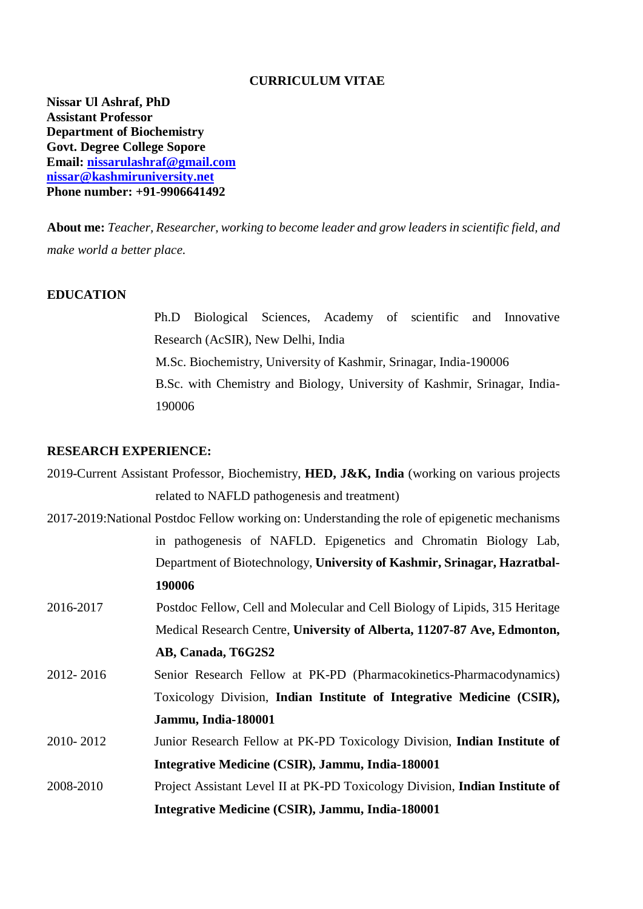# CURRICULUM VITAE

**Nissar Ul Ashraf, PhD**
**Assistant Professor**
**Department of Biochemistry**
**Govt. Degree College Sopore**
**Email: nissarulashraf@gmail.com**
**nissar@kashmiruniversity.net**
**Phone number: +91-9906641492**

**About me:** *Teacher, Researcher, working to become leader and grow leaders in scientific field, and make world a better place.*

## EDUCATION

Ph.D Biological Sciences, Academy of scientific and Innovative Research (AcSIR), New Delhi, India

M.Sc. Biochemistry, University of Kashmir, Srinagar, India-190006

B.Sc. with Chemistry and Biology, University of Kashmir, Srinagar, India-190006

## RESEARCH EXPERIENCE:

2019-Current Assistant Professor, Biochemistry, **HED, J&K, India** (working on various projects related to NAFLD pathogenesis and treatment)

2017-2019: National Postdoc Fellow working on: Understanding the role of epigenetic mechanisms in pathogenesis of NAFLD. Epigenetics and Chromatin Biology Lab, Department of Biotechnology, **University of Kashmir, Srinagar, Hazratbal-190006**

2016-2017 Postdoc Fellow, Cell and Molecular and Cell Biology of Lipids, 315 Heritage Medical Research Centre, **University of Alberta, 11207-87 Ave, Edmonton, AB, Canada, T6G2S2**

2012- 2016 Senior Research Fellow at PK-PD (Pharmacokinetics-Pharmacodynamics) Toxicology Division, **Indian Institute of Integrative Medicine (CSIR), Jammu, India-180001**

2010- 2012 Junior Research Fellow at PK-PD Toxicology Division, **Indian Institute of Integrative Medicine (CSIR), Jammu, India-180001**

2008-2010 Project Assistant Level II at PK-PD Toxicology Division, **Indian Institute of Integrative Medicine (CSIR), Jammu, India-180001**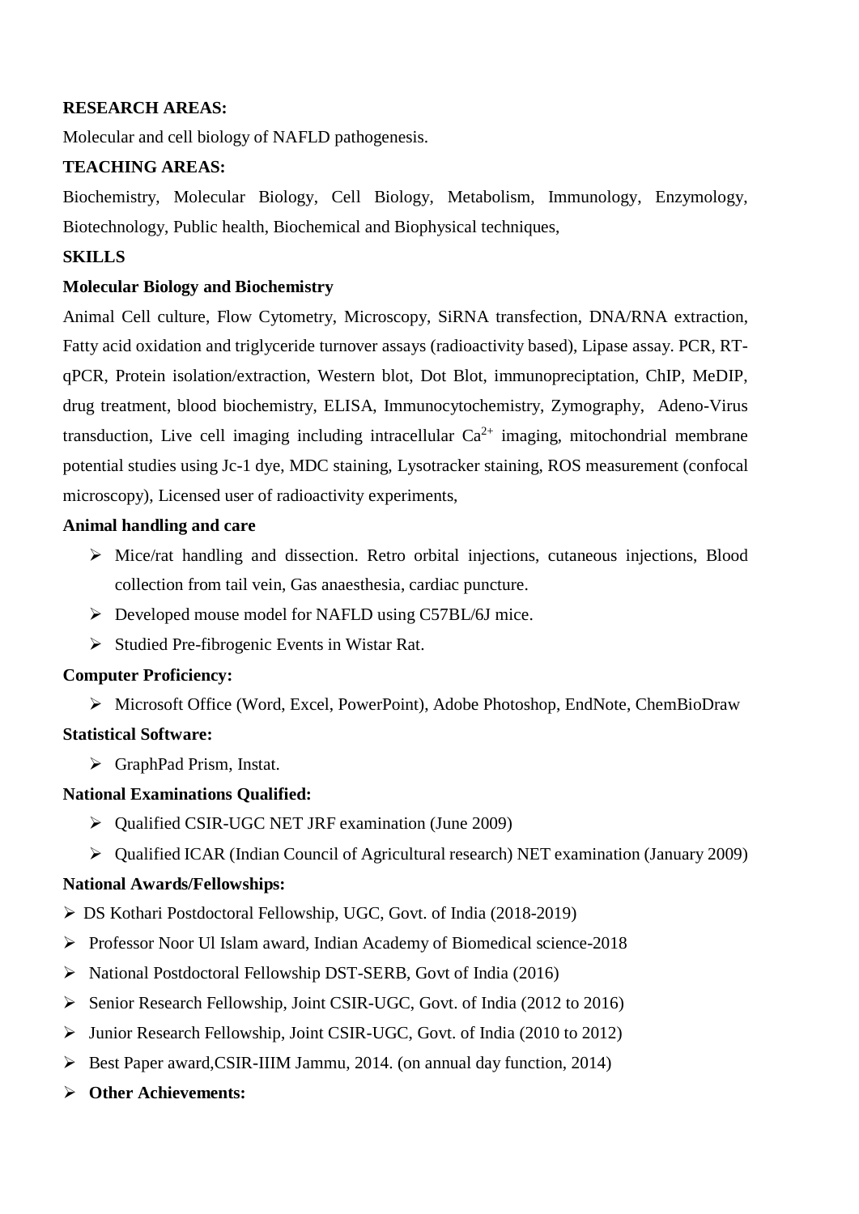**RESEARCH AREAS:**

Molecular and cell biology of NAFLD pathogenesis.

**TEACHING AREAS:**

Biochemistry, Molecular Biology, Cell Biology, Metabolism, Immunology, Enzymology, Biotechnology, Public health, Biochemical and Biophysical techniques,

**SKILLS**

**Molecular Biology and Biochemistry**

Animal Cell culture, Flow Cytometry, Microscopy, SiRNA transfection, DNA/RNA extraction, Fatty acid oxidation and triglyceride turnover assays (radioactivity based), Lipase assay. PCR, RT-qPCR, Protein isolation/extraction, Western blot, Dot Blot, immunopreciptation, ChIP, MeDIP, drug treatment, blood biochemistry, ELISA, Immunocytochemistry, Zymography, Adeno-Virus transduction, Live cell imaging including intracellular $Ca^{2+}$ imaging, mitochondrial membrane potential studies using Jc-1 dye, MDC staining, Lysotracker staining, ROS measurement (confocal microscopy), Licensed user of radioactivity experiments,

**Animal handling and care**

- Mice/rat handling and dissection. Retro orbital injections, cutaneous injections, Blood collection from tail vein, Gas anaesthesia, cardiac puncture.
- Developed mouse model for NAFLD using C57BL/6J mice.
- Studied Pre-fibrogenic Events in Wistar Rat.

**Computer Proficiency:**

- Microsoft Office (Word, Excel, PowerPoint), Adobe Photoshop, EndNote, ChemBioDraw

**Statistical Software:**

- GraphPad Prism, Instat.

**National Examinations Qualified:**

- Qualified CSIR-UGC NET JRF examination (June 2009)
- Qualified ICAR (Indian Council of Agricultural research) NET examination (January 2009)

**National Awards/Fellowships:**

- DS Kothari Postdoctoral Fellowship, UGC, Govt. of India (2018-2019)
- Professor Noor Ul Islam award, Indian Academy of Biomedical science-2018
- National Postdoctoral Fellowship DST-SERB, Govt of India (2016)
- Senior Research Fellowship, Joint CSIR-UGC, Govt. of India (2012 to 2016)
- Junior Research Fellowship, Joint CSIR-UGC, Govt. of India (2010 to 2012)
- Best Paper award,CSIR-IIIM Jammu, 2014. (on annual day function, 2014)
- **Other Achievements:**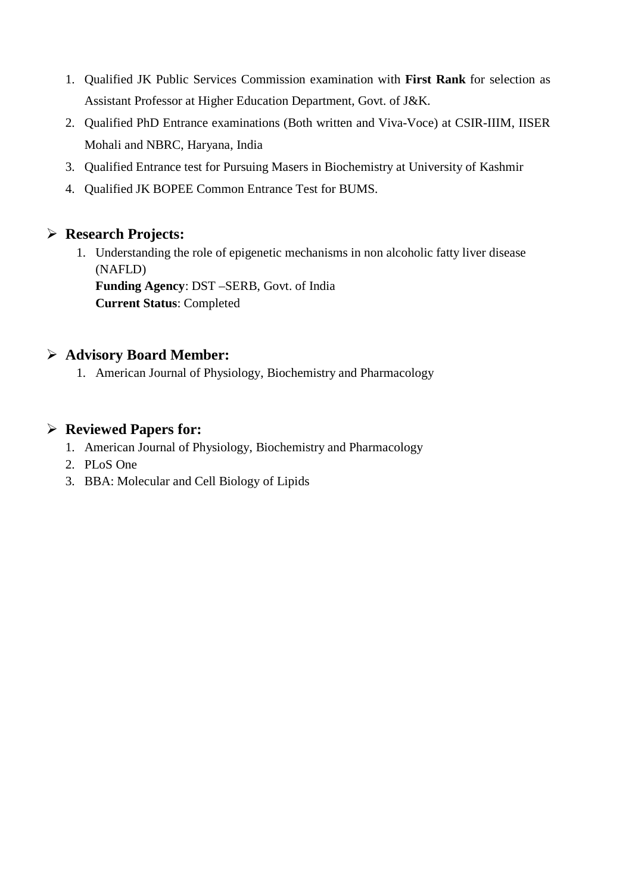1. Qualified JK Public Services Commission examination with **First Rank** for selection as Assistant Professor at Higher Education Department, Govt. of J&K.
2. Qualified PhD Entrance examinations (Both written and Viva-Voce) at CSIR-IIIM, IISER Mohali and NBRC, Haryana, India
3. Qualified Entrance test for Pursuing Masers in Biochemistry at University of Kashmir
4. Qualified JK BOPEE Common Entrance Test for BUMS.

## ➢ Research Projects:

1. Understanding the role of epigenetic mechanisms in non alcoholic fatty liver disease (NAFLD)
   **Funding Agency**: DST –SERB, Govt. of India
   **Current Status**: Completed

## ➢ Advisory Board Member:

1. American Journal of Physiology, Biochemistry and Pharmacology

## ➢ Reviewed Papers for:

1. American Journal of Physiology, Biochemistry and Pharmacology
2. PLoS One
3. BBA: Molecular and Cell Biology of Lipids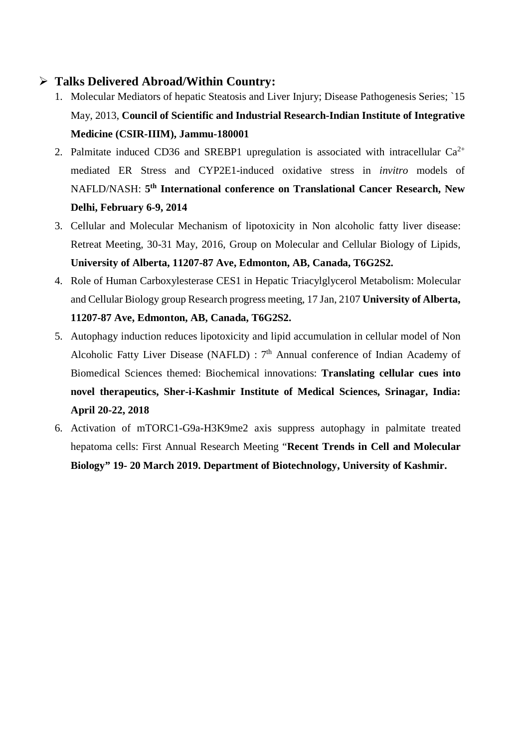## ➢ Talks Delivered Abroad/Within Country:

1. Molecular Mediators of hepatic Steatosis and Liver Injury; Disease Pathogenesis Series; `15 May, 2013, **Council of Scientific and Industrial Research-Indian Institute of Integrative Medicine (CSIR-IIIM), Jammu-180001**
2. Palmitate induced CD36 and SREBP1 upregulation is associated with intracellular $Ca^{2+}$ mediated ER Stress and CYP2E1-induced oxidative stress in *invitro* models of NAFLD/NASH: **5th International conference on Translational Cancer Research, New Delhi, February 6-9, 2014**
3. Cellular and Molecular Mechanism of lipotoxicity in Non alcoholic fatty liver disease: Retreat Meeting, 30-31 May, 2016, Group on Molecular and Cellular Biology of Lipids, **University of Alberta, 11207-87 Ave, Edmonton, AB, Canada, T6G2S2.**
4. Role of Human Carboxylesterase CES1 in Hepatic Triacylglycerol Metabolism: Molecular and Cellular Biology group Research progress meeting, 17 Jan, 2107 **University of Alberta, 11207-87 Ave, Edmonton, AB, Canada, T6G2S2.**
5. Autophagy induction reduces lipotoxicity and lipid accumulation in cellular model of Non Alcoholic Fatty Liver Disease (NAFLD) : 7th Annual conference of Indian Academy of Biomedical Sciences themed: Biochemical innovations: **Translating cellular cues into novel therapeutics, Sher-i-Kashmir Institute of Medical Sciences, Srinagar, India: April 20-22, 2018**
6. Activation of mTORC1-G9a-H3K9me2 axis suppress autophagy in palmitate treated hepatoma cells: First Annual Research Meeting "**Recent Trends in Cell and Molecular Biology" 19- 20 March 2019. Department of Biotechnology, University of Kashmir.**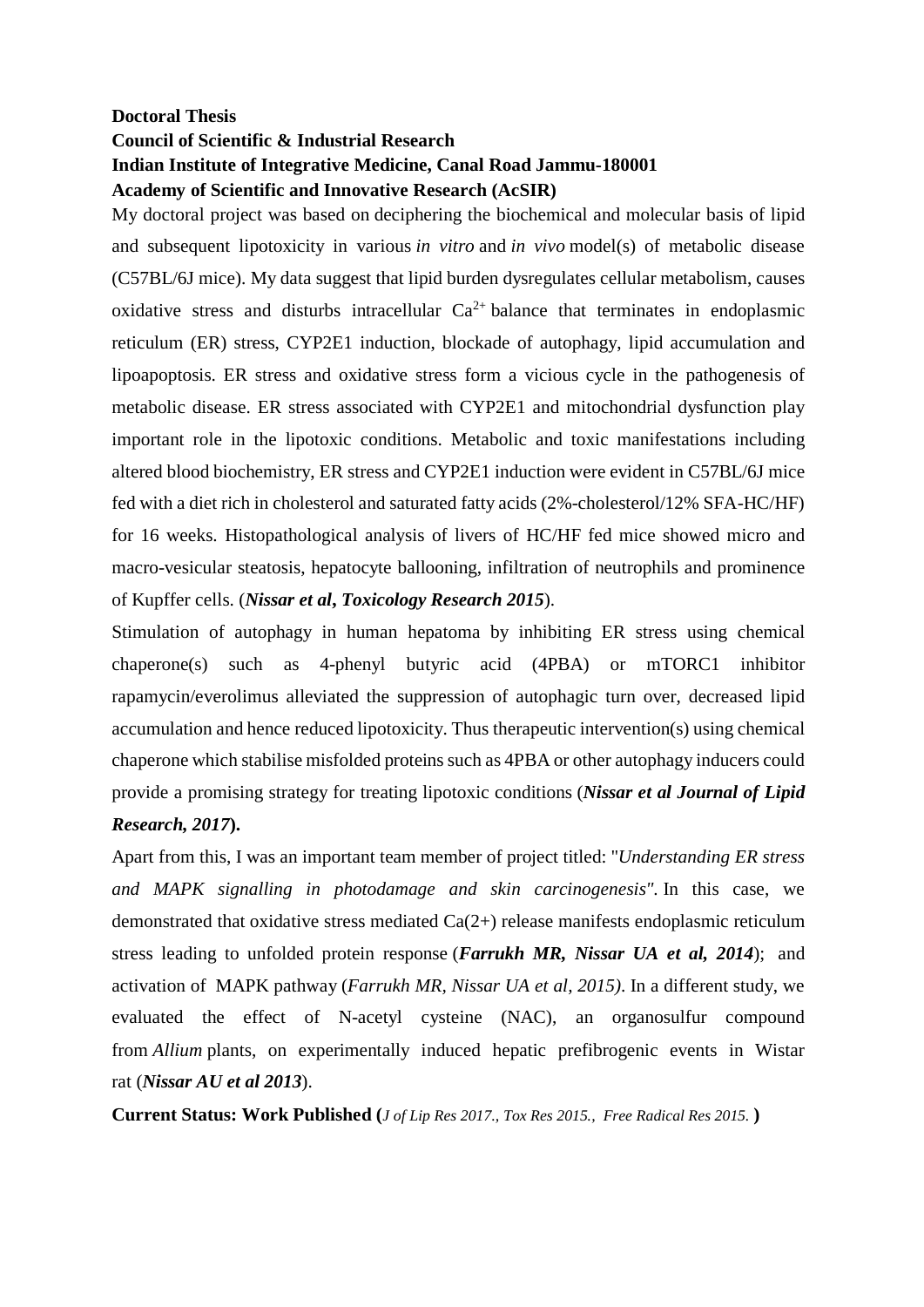**Doctoral Thesis**
**Council of Scientific & Industrial Research**
**Indian Institute of Integrative Medicine, Canal Road Jammu-180001**
**Academy of Scientific and Innovative Research (AcSIR)**

My doctoral project was based on deciphering the biochemical and molecular basis of lipid and subsequent lipotoxicity in various *in vitro* and *in vivo* model(s) of metabolic disease (C57BL/6J mice). My data suggest that lipid burden dysregulates cellular metabolism, causes oxidative stress and disturbs intracellular $Ca^{2+}$ balance that terminates in endoplasmic reticulum (ER) stress, CYP2E1 induction, blockade of autophagy, lipid accumulation and lipoapoptosis. ER stress and oxidative stress form a vicious cycle in the pathogenesis of metabolic disease. ER stress associated with CYP2E1 and mitochondrial dysfunction play important role in the lipotoxic conditions. Metabolic and toxic manifestations including altered blood biochemistry, ER stress and CYP2E1 induction were evident in C57BL/6J mice fed with a diet rich in cholesterol and saturated fatty acids (2%-cholesterol/12% SFA-HC/HF) for 16 weeks. Histopathological analysis of livers of HC/HF fed mice showed micro and macro-vesicular steatosis, hepatocyte ballooning, infiltration of neutrophils and prominence of Kupffer cells. (***Nissar et al*, *Toxicology Research 2015***).

Stimulation of autophagy in human hepatoma by inhibiting ER stress using chemical chaperone(s) such as 4-phenyl butyric acid (4PBA) or mTORC1 inhibitor rapamycin/everolimus alleviated the suppression of autophagic turn over, decreased lipid accumulation and hence reduced lipotoxicity. Thus therapeutic intervention(s) using chemical chaperone which stabilise misfolded proteins such as 4PBA or other autophagy inducers could provide a promising strategy for treating lipotoxic conditions (***Nissar et al Journal of Lipid Research, 2017*).**

Apart from this, I was an important team member of project titled: "*Understanding ER stress and MAPK signalling in photodamage and skin carcinogenesis"*. In this case, we demonstrated that oxidative stress mediated Ca(2+) release manifests endoplasmic reticulum stress leading to unfolded protein response (***Farrukh MR, Nissar UA et al, 2014***); and activation of MAPK pathway (*Farrukh MR, Nissar UA et al, 2015)*. In a different study, we evaluated the effect of N-acetyl cysteine (NAC), an organosulfur compound from *Allium* plants, on experimentally induced hepatic prefibrogenic events in Wistar rat (***Nissar AU et al 2013***).

**Current Status: Work Published (***J of Lip Res 2017., Tox Res 2015., Free Radical Res 2015.* **)**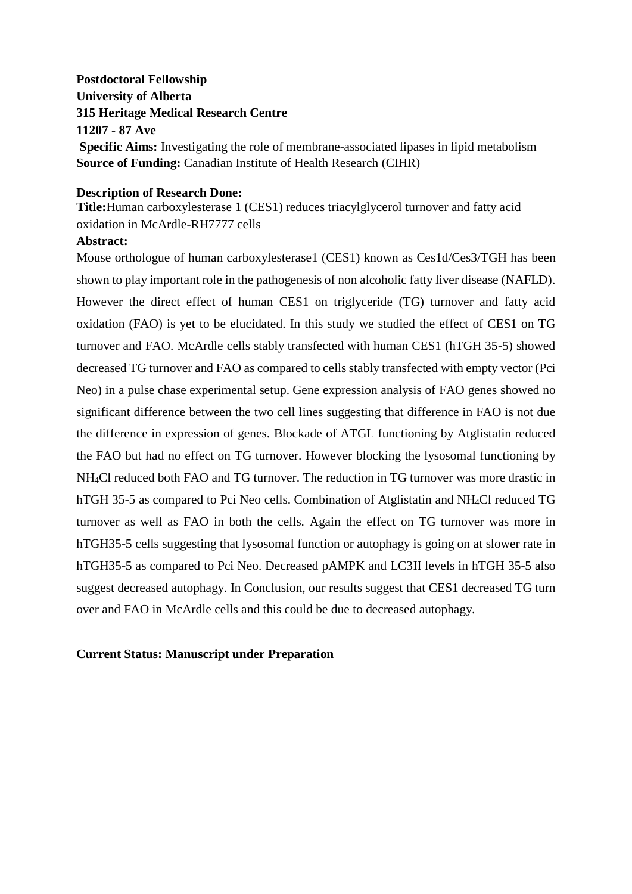**Postdoctoral Fellowship**
**University of Alberta**
**315 Heritage Medical Research Centre**
**11207 - 87 Ave**
**Specific Aims:** Investigating the role of membrane-associated lipases in lipid metabolism
**Source of Funding:** Canadian Institute of Health Research (CIHR)

**Description of Research Done:**
**Title:**Human carboxylesterase 1 (CES1) reduces triacylglycerol turnover and fatty acid oxidation in McArdle-RH7777 cells
**Abstract:**
Mouse orthologue of human carboxylesterase1 (CES1) known as Ces1d/Ces3/TGH has been shown to play important role in the pathogenesis of non alcoholic fatty liver disease (NAFLD). However the direct effect of human CES1 on triglyceride (TG) turnover and fatty acid oxidation (FAO) is yet to be elucidated. In this study we studied the effect of CES1 on TG turnover and FAO. McArdle cells stably transfected with human CES1 (hTGH 35-5) showed decreased TG turnover and FAO as compared to cells stably transfected with empty vector (Pci Neo) in a pulse chase experimental setup. Gene expression analysis of FAO genes showed no significant difference between the two cell lines suggesting that difference in FAO is not due the difference in expression of genes. Blockade of ATGL functioning by Atglistatin reduced the FAO but had no effect on TG turnover. However blocking the lysosomal functioning by $NH_4Cl$ reduced both FAO and TG turnover. The reduction in TG turnover was more drastic in hTGH 35-5 as compared to Pci Neo cells. Combination of Atglistatin and $NH_4Cl$ reduced TG turnover as well as FAO in both the cells. Again the effect on TG turnover was more in hTGH35-5 cells suggesting that lysosomal function or autophagy is going on at slower rate in hTGH35-5 as compared to Pci Neo. Decreased pAMPK and LC3II levels in hTGH 35-5 also suggest decreased autophagy. In Conclusion, our results suggest that CES1 decreased TG turn over and FAO in McArdle cells and this could be due to decreased autophagy.

**Current Status: Manuscript under Preparation**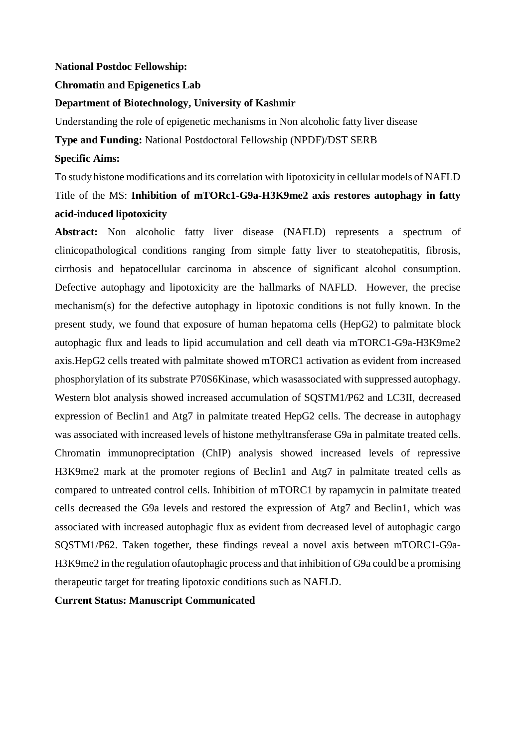**National Postdoc Fellowship:**

**Chromatin and Epigenetics Lab**

**Department of Biotechnology, University of Kashmir**

Understanding the role of epigenetic mechanisms in Non alcoholic fatty liver disease

**Type and Funding:** National Postdoctoral Fellowship (NPDF)/DST SERB

**Specific Aims:**

To study histone modifications and its correlation with lipotoxicity in cellular models of NAFLD

Title of the MS: **Inhibition of mTORc1-G9a-H3K9me2 axis restores autophagy in fatty acid-induced lipotoxicity**

**Abstract:** Non alcoholic fatty liver disease (NAFLD) represents a spectrum of clinicopathological conditions ranging from simple fatty liver to steatohepatitis, fibrosis, cirrhosis and hepatocellular carcinoma in abscence of significant alcohol consumption. Defective autophagy and lipotoxicity are the hallmarks of NAFLD. However, the precise mechanism(s) for the defective autophagy in lipotoxic conditions is not fully known. In the present study, we found that exposure of human hepatoma cells (HepG2) to palmitate block autophagic flux and leads to lipid accumulation and cell death via mTORC1-G9a-H3K9me2 axis.HepG2 cells treated with palmitate showed mTORC1 activation as evident from increased phosphorylation of its substrate P70S6Kinase, which wasassociated with suppressed autophagy. Western blot analysis showed increased accumulation of SQSTM1/P62 and LC3II, decreased expression of Beclin1 and Atg7 in palmitate treated HepG2 cells. The decrease in autophagy was associated with increased levels of histone methyltransferase G9a in palmitate treated cells. Chromatin immunopreciptation (ChIP) analysis showed increased levels of repressive H3K9me2 mark at the promoter regions of Beclin1 and Atg7 in palmitate treated cells as compared to untreated control cells. Inhibition of mTORC1 by rapamycin in palmitate treated cells decreased the G9a levels and restored the expression of Atg7 and Beclin1, which was associated with increased autophagic flux as evident from decreased level of autophagic cargo SQSTM1/P62. Taken together, these findings reveal a novel axis between mTORC1-G9a-H3K9me2 in the regulation ofautophagic process and that inhibition of G9a could be a promising therapeutic target for treating lipotoxic conditions such as NAFLD.

**Current Status: Manuscript Communicated**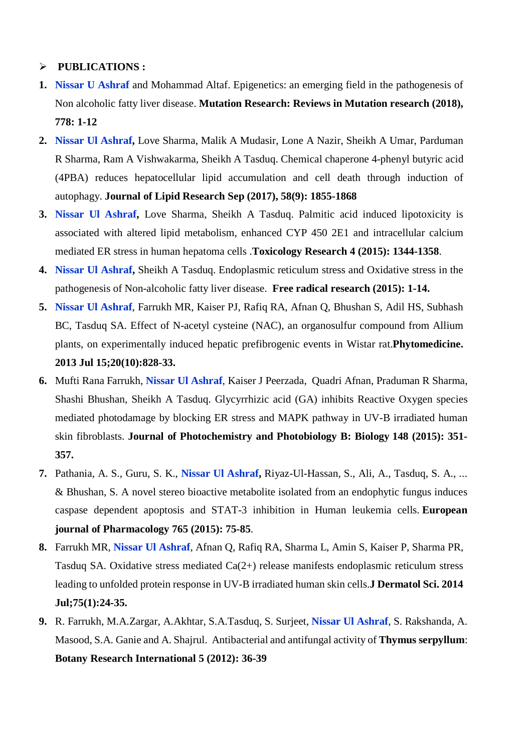- **PUBLICATIONS :**

1. **Nissar U Ashraf** and Mohammad Altaf. Epigenetics: an emerging field in the pathogenesis of Non alcoholic fatty liver disease. **Mutation Research: Reviews in Mutation research (2018), 778: 1-12**
2. **Nissar Ul Ashraf,** Love Sharma, Malik A Mudasir, Lone A Nazir, Sheikh A Umar, Parduman R Sharma, Ram A Vishwakarma, Sheikh A Tasduq. Chemical chaperone 4-phenyl butyric acid (4PBA) reduces hepatocellular lipid accumulation and cell death through induction of autophagy. **Journal of Lipid Research Sep (2017), 58(9): 1855-1868**
3. **Nissar Ul Ashraf,** Love Sharma, Sheikh A Tasduq. Palmitic acid induced lipotoxicity is associated with altered lipid metabolism, enhanced CYP 450 2E1 and intracellular calcium mediated ER stress in human hepatoma cells .**Toxicology Research 4 (2015): 1344-1358**.
4. **Nissar Ul Ashraf,** Sheikh A Tasduq. Endoplasmic reticulum stress and Oxidative stress in the pathogenesis of Non-alcoholic fatty liver disease. **Free radical research (2015): 1-14.**
5. **Nissar Ul Ashraf**, Farrukh MR, Kaiser PJ, Rafiq RA, Afnan Q, Bhushan S, Adil HS, Subhash BC, Tasduq SA. Effect of N-acetyl cysteine (NAC), an organosulfur compound from Allium plants, on experimentally induced hepatic prefibrogenic events in Wistar rat.**Phytomedicine. 2013 Jul 15;20(10):828-33.**
6. Mufti Rana Farrukh, **Nissar Ul Ashraf**, Kaiser J Peerzada, Quadri Afnan, Praduman R Sharma, Shashi Bhushan, Sheikh A Tasduq. Glycyrrhizic acid (GA) inhibits Reactive Oxygen species mediated photodamage by blocking ER stress and MAPK pathway in UV-B irradiated human skin fibroblasts. **Journal of Photochemistry and Photobiology B: Biology 148 (2015): 351-357.**
7. Pathania, A. S., Guru, S. K., **Nissar Ul Ashraf,** Riyaz-Ul-Hassan, S., Ali, A., Tasduq, S. A., ... & Bhushan, S. A novel stereo bioactive metabolite isolated from an endophytic fungus induces caspase dependent apoptosis and STAT-3 inhibition in Human leukemia cells. **European journal of Pharmacology 765 (2015): 75-85**.
8. Farrukh MR, **Nissar Ul Ashraf**, Afnan Q, Rafiq RA, Sharma L, Amin S, Kaiser P, Sharma PR, Tasduq SA. Oxidative stress mediated Ca(2+) release manifests endoplasmic reticulum stress leading to unfolded protein response in UV-B irradiated human skin cells.**J Dermatol Sci. 2014 Jul;75(1):24-35.**
9. R. Farrukh, M.A.Zargar, A.Akhtar, S.A.Tasduq, S. Surjeet, **Nissar Ul Ashraf**, S. Rakshanda, A. Masood, S.A. Ganie and A. Shajrul. Antibacterial and antifungal activity of **Thymus serpyllum**: **Botany Research International 5 (2012): 36-39**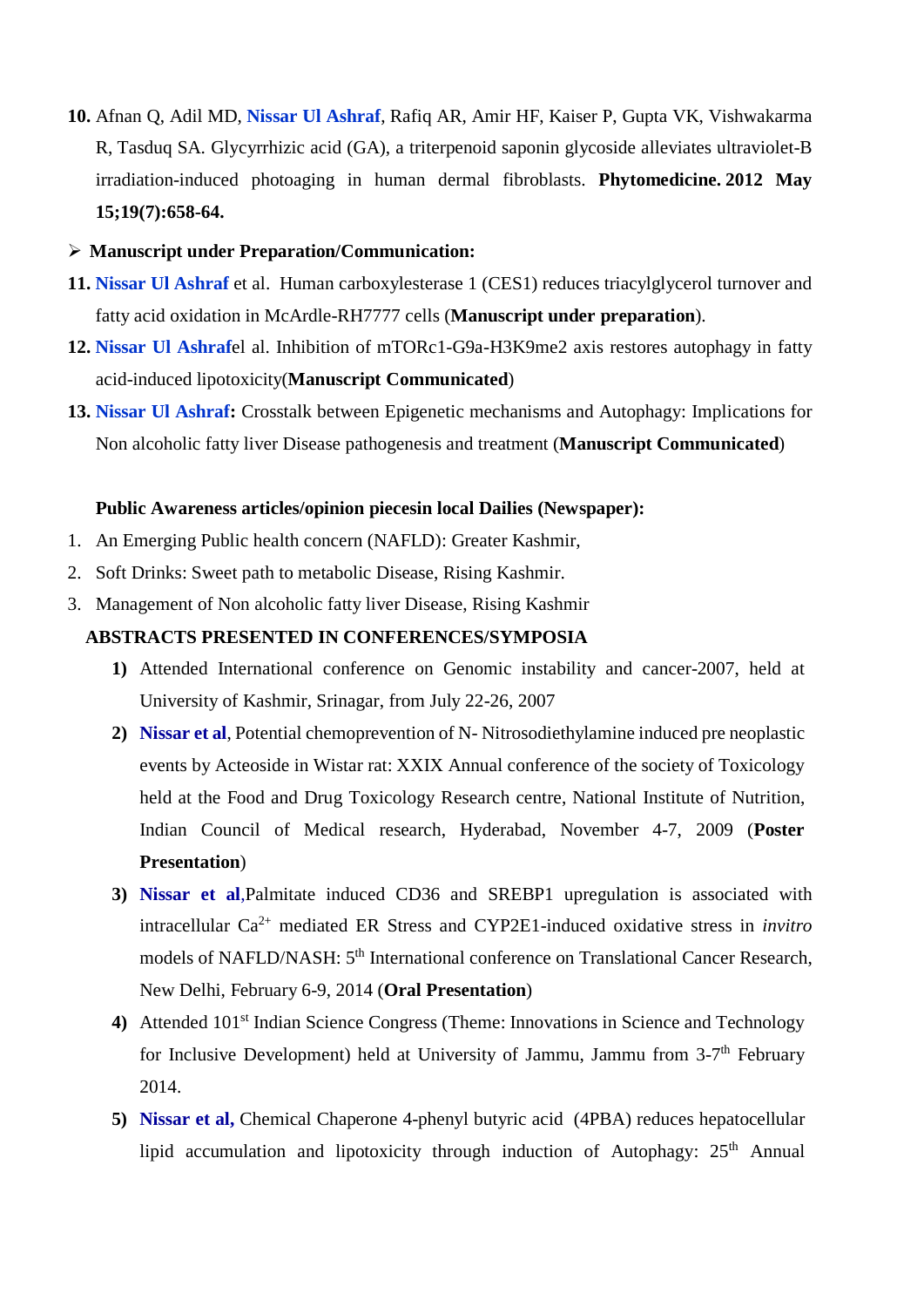10. Afnan Q, Adil MD, **Nissar Ul Ashraf**, Rafiq AR, Amir HF, Kaiser P, Gupta VK, Vishwakarma R, Tasduq SA. Glycyrrhizic acid (GA), a triterpenoid saponin glycoside alleviates ultraviolet-B irradiation-induced photoaging in human dermal fibroblasts. **Phytomedicine. 2012 May 15;19(7):658-64.**

- **Manuscript under Preparation/Communication:**

11. **Nissar Ul Ashraf** et al. Human carboxylesterase 1 (CES1) reduces triacylglycerol turnover and fatty acid oxidation in McArdle-RH7777 cells (**Manuscript under preparation**).
12. **Nissar Ul Ashraf**el al. Inhibition of mTORc1-G9a-H3K9me2 axis restores autophagy in fatty acid-induced lipotoxicity(**Manuscript Communicated**)
13. **Nissar Ul Ashraf:** Crosstalk between Epigenetic mechanisms and Autophagy: Implications for Non alcoholic fatty liver Disease pathogenesis and treatment (**Manuscript Communicated**)

**Public Awareness articles/opinion piecesin local Dailies (Newspaper):**

1. An Emerging Public health concern (NAFLD): Greater Kashmir,
2. Soft Drinks: Sweet path to metabolic Disease, Rising Kashmir.
3. Management of Non alcoholic fatty liver Disease, Rising Kashmir

**ABSTRACTS PRESENTED IN CONFERENCES/SYMPOSIA**

1) Attended International conference on Genomic instability and cancer-2007, held at University of Kashmir, Srinagar, from July 22-26, 2007
2) **Nissar et al**, Potential chemoprevention of N- Nitrosodiethylamine induced pre neoplastic events by Acteoside in Wistar rat: XXIX Annual conference of the society of Toxicology held at the Food and Drug Toxicology Research centre, National Institute of Nutrition, Indian Council of Medical research, Hyderabad, November 4-7, 2009 (**Poster Presentation**)
3) **Nissar et al**,Palmitate induced CD36 and SREBP1 upregulation is associated with intracellular $Ca^{2+}$ mediated ER Stress and CYP2E1-induced oxidative stress in *invitro* models of NAFLD/NASH: 5th International conference on Translational Cancer Research, New Delhi, February 6-9, 2014 (**Oral Presentation**)
4) Attended 101st Indian Science Congress (Theme: Innovations in Science and Technology for Inclusive Development) held at University of Jammu, Jammu from 3-7th February 2014.
5) **Nissar et al,** Chemical Chaperone 4-phenyl butyric acid (4PBA) reduces hepatocellular lipid accumulation and lipotoxicity through induction of Autophagy: 25th Annual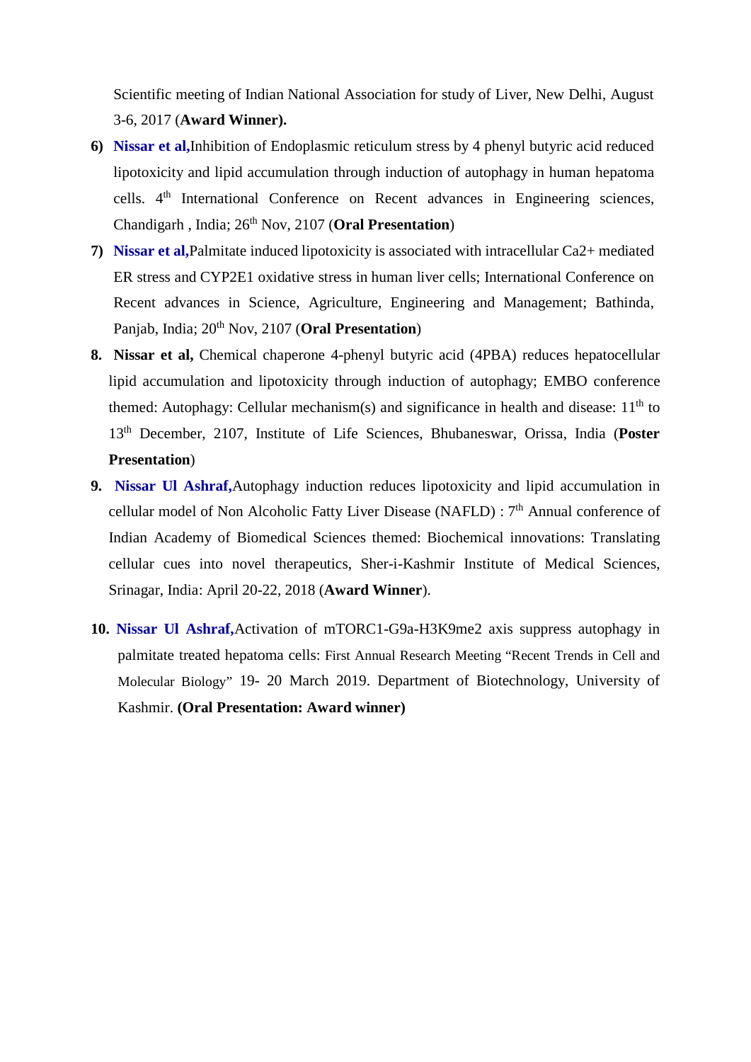Scientific meeting of Indian National Association for study of Liver, New Delhi, August 3-6, 2017 (**Award Winner).**

6) **Nissar et al,**Inhibition of Endoplasmic reticulum stress by 4 phenyl butyric acid reduced lipotoxicity and lipid accumulation through induction of autophagy in human hepatoma cells. 4th International Conference on Recent advances in Engineering sciences, Chandigarh , India; 26th Nov, 2107 (**Oral Presentation**)

7) **Nissar et al,**Palmitate induced lipotoxicity is associated with intracellular Ca2+ mediated ER stress and CYP2E1 oxidative stress in human liver cells; International Conference on Recent advances in Science, Agriculture, Engineering and Management; Bathinda, Panjab, India; 20th Nov, 2107 (**Oral Presentation**)

8. **Nissar et al,** Chemical chaperone 4-phenyl butyric acid (4PBA) reduces hepatocellular lipid accumulation and lipotoxicity through induction of autophagy; EMBO conference themed: Autophagy: Cellular mechanism(s) and significance in health and disease: 11th to 13th December, 2107, Institute of Life Sciences, Bhubaneswar, Orissa, India (**Poster Presentation**)

9. **Nissar Ul Ashraf,**Autophagy induction reduces lipotoxicity and lipid accumulation in cellular model of Non Alcoholic Fatty Liver Disease (NAFLD) : 7th Annual conference of Indian Academy of Biomedical Sciences themed: Biochemical innovations: Translating cellular cues into novel therapeutics, Sher-i-Kashmir Institute of Medical Sciences, Srinagar, India: April 20-22, 2018 (**Award Winner**).

10. **Nissar Ul Ashraf,**Activation of mTORC1-G9a-H3K9me2 axis suppress autophagy in palmitate treated hepatoma cells: First Annual Research Meeting "Recent Trends in Cell and Molecular Biology" 19- 20 March 2019. Department of Biotechnology, University of Kashmir. **(Oral Presentation: Award winner)**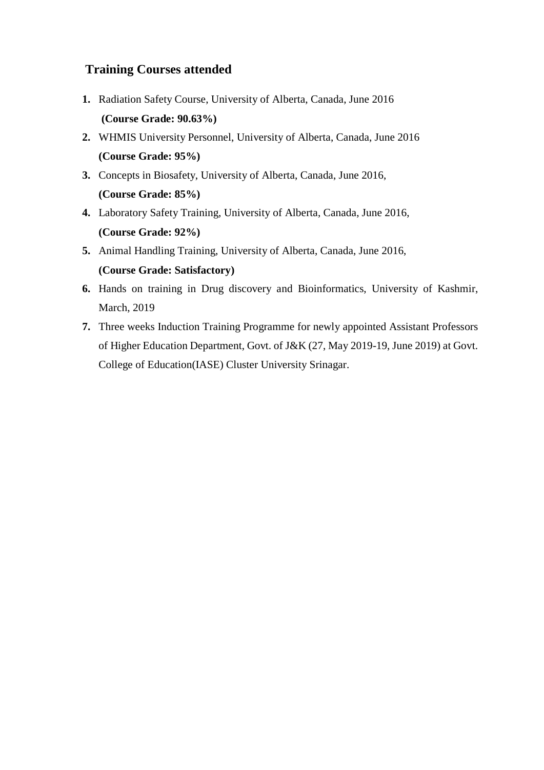## Training Courses attended

1. Radiation Safety Course, University of Alberta, Canada, June 2016
   **(Course Grade: 90.63%)**
2. WHMIS University Personnel, University of Alberta, Canada, June 2016
   **(Course Grade: 95%)**
3. Concepts in Biosafety, University of Alberta, Canada, June 2016,
   **(Course Grade: 85%)**
4. Laboratory Safety Training, University of Alberta, Canada, June 2016,
   **(Course Grade: 92%)**
5. Animal Handling Training, University of Alberta, Canada, June 2016,
   **(Course Grade: Satisfactory)**
6. Hands on training in Drug discovery and Bioinformatics, University of Kashmir, March, 2019
7. Three weeks Induction Training Programme for newly appointed Assistant Professors of Higher Education Department, Govt. of J&K (27, May 2019-19, June 2019) at Govt. College of Education(IASE) Cluster University Srinagar.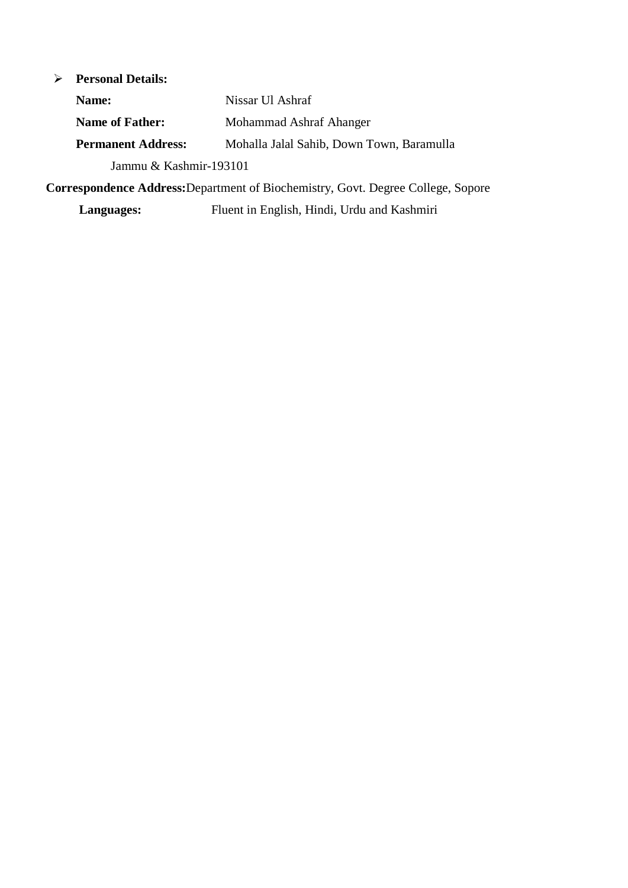- **Personal Details:**

**Name:** Nissar Ul Ashraf

**Name of Father:** Mohammad Ashraf Ahanger

**Permanent Address:** Mohalla Jalal Sahib, Down Town, Baramulla
Jammu & Kashmir-193101

**Correspondence Address:** Department of Biochemistry, Govt. Degree College, Sopore

**Languages:** Fluent in English, Hindi, Urdu and Kashmiri